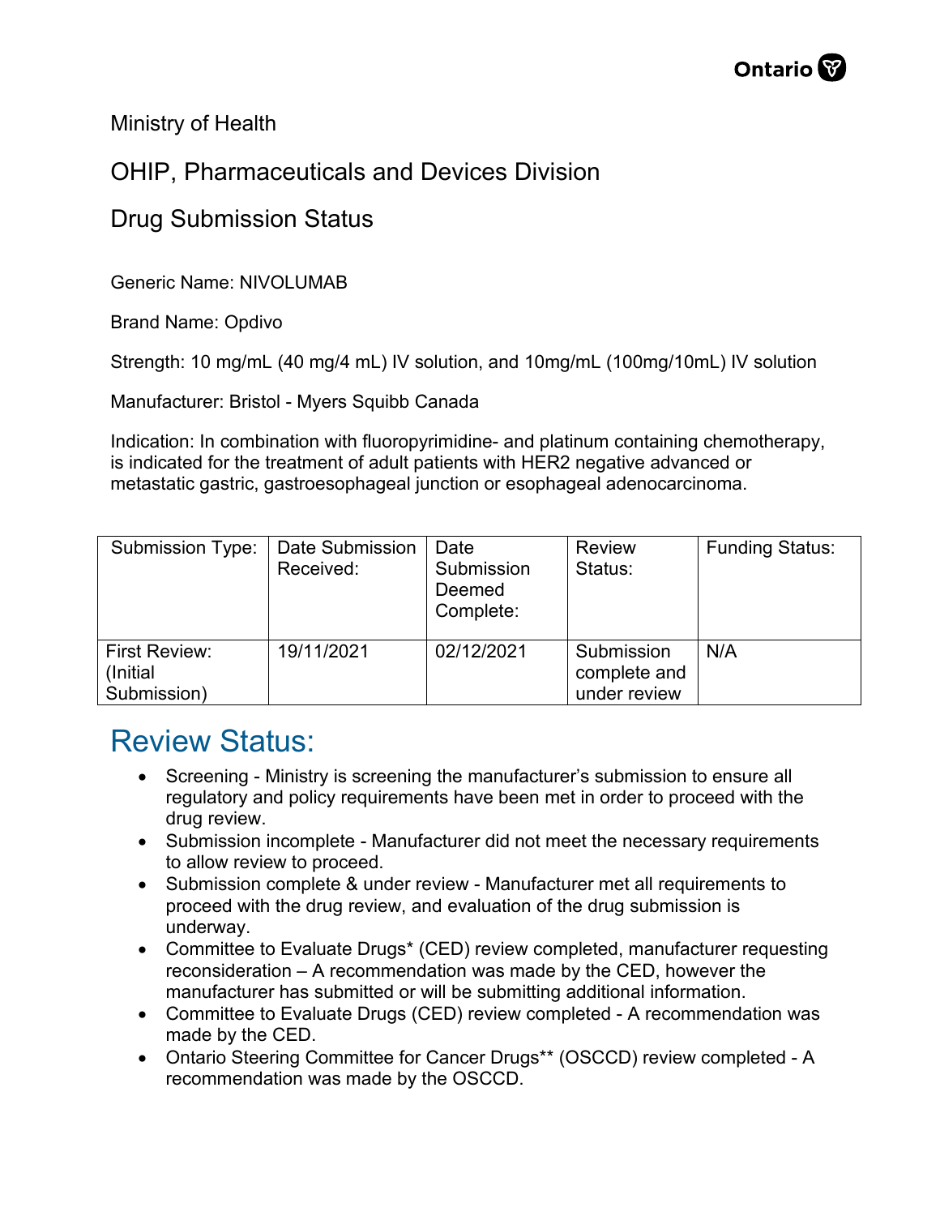Ministry of Health

OHIP, Pharmaceuticals and Devices Division

Drug Submission Status

Generic Name: NIVOLUMAB

Brand Name: Opdivo

Strength: 10 mg/mL (40 mg/4 mL) IV solution, and 10mg/mL (100mg/10mL) IV solution

Manufacturer: Bristol - Myers Squibb Canada

Indication: In combination with fluoropyrimidine- and platinum containing chemotherapy, is indicated for the treatment of adult patients with HER2 negative advanced or metastatic gastric, gastroesophageal junction or esophageal adenocarcinoma.

| Submission Type: | Date Submission Received: | Date Submission Deemed Complete: | Review Status: | Funding Status: |
|---|---|---|---|---|
| First Review: (Initial Submission) | 19/11/2021 | 02/12/2021 | Submission complete and under review | N/A |

# Review Status:

- Screening - Ministry is screening the manufacturer's submission to ensure all regulatory and policy requirements have been met in order to proceed with the drug review.
- Submission incomplete - Manufacturer did not meet the necessary requirements to allow review to proceed.
- Submission complete & under review - Manufacturer met all requirements to proceed with the drug review, and evaluation of the drug submission is underway.
- Committee to Evaluate Drugs* (CED) review completed, manufacturer requesting reconsideration – A recommendation was made by the CED, however the manufacturer has submitted or will be submitting additional information.
- Committee to Evaluate Drugs (CED) review completed - A recommendation was made by the CED.
- Ontario Steering Committee for Cancer Drugs** (OSCCD) review completed - A recommendation was made by the OSCCD.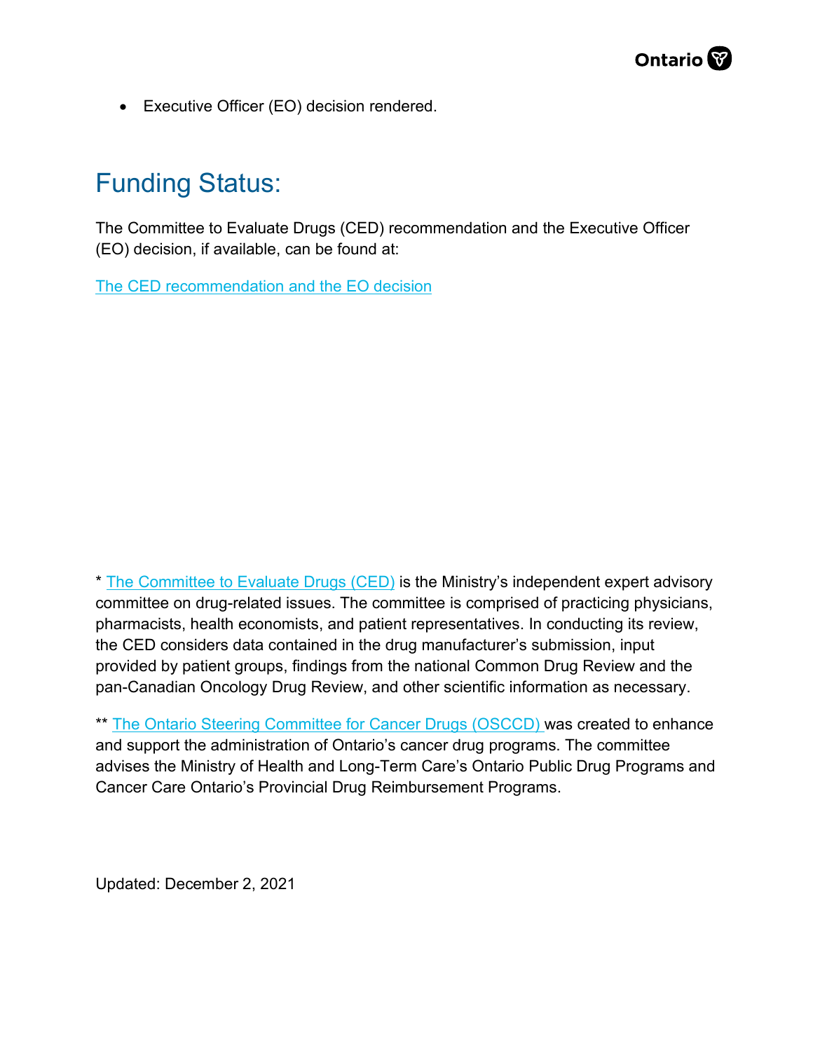- Executive Officer (EO) decision rendered.

## Funding Status:

The Committee to Evaluate Drugs (CED) recommendation and the Executive Officer (EO) decision, if available, can be found at:

The CED recommendation and the EO decision

* The Committee to Evaluate Drugs (CED) is the Ministry's independent expert advisory committee on drug-related issues. The committee is comprised of practicing physicians, pharmacists, health economists, and patient representatives. In conducting its review, the CED considers data contained in the drug manufacturer's submission, input provided by patient groups, findings from the national Common Drug Review and the pan-Canadian Oncology Drug Review, and other scientific information as necessary.

** The Ontario Steering Committee for Cancer Drugs (OSCCD) was created to enhance and support the administration of Ontario's cancer drug programs. The committee advises the Ministry of Health and Long-Term Care's Ontario Public Drug Programs and Cancer Care Ontario's Provincial Drug Reimbursement Programs.

Updated: December 2, 2021